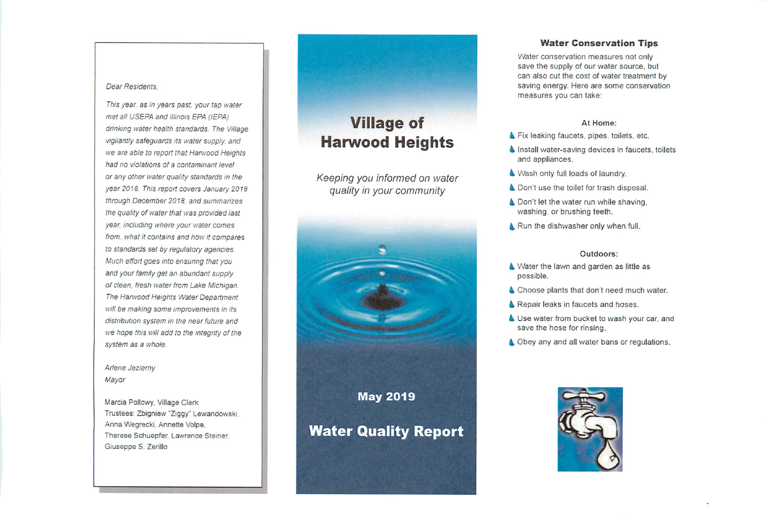*Dear Residents,*

*This year, as in years past, your tap water met all USEPA and Illinois EPA (IEPA) drinking water health standards. The Village vigilantly safeguards its water supply, and we are able to report that Harwood Heights had no violations of a contaminant level or any other water quality standards in the year 2018. This report covers January 2018 through December 2018, and summarizes the quality of water that was provided last year, including where your water comes from, what it contains and how it compares to standards set by regulatory agencies. Much effort goes into ensuring that you and your family get an abundant supply of clean, fresh water from Lake Michigan. The Harwood Heights Water Department will be making some improvements in its distribution system in the near future and we hope this will add to the integrity of the system as a whole.*

*Arlene Jezierny*
*Mayor*

Marcia Pollowy, Village Clerk
Trustees: Zbigniew "Ziggy" Lewandowski, Anna Wegrecki, Annette Volpe, Therese Schuepfer, Lawrence Steiner, Giuseppe S. Zerillo

# Village of Harwood Heights

*Keeping you informed on water quality in your community*

**May 2019**

# Water Quality Report

## Water Conservation Tips

Water conservation measures not only save the supply of our water source, but can also cut the cost of water treatment by saving energy. Here are some conservation measures you can take:

### At Home:

- Fix leaking faucets, pipes, toilets, etc.
- Install water-saving devices in faucets, toilets and appliances.
- Wash only full loads of laundry.
- Don't use the toilet for trash disposal.
- Don't let the water run while shaving, washing, or brushing teeth.
- Run the dishwasher only when full.

### Outdoors:

- Water the lawn and garden as little as possible.
- Choose plants that don't need much water.
- Repair leaks in faucets and hoses.
- Use water from bucket to wash your car, and save the hose for rinsing.
- Obey any and all water bans or regulations.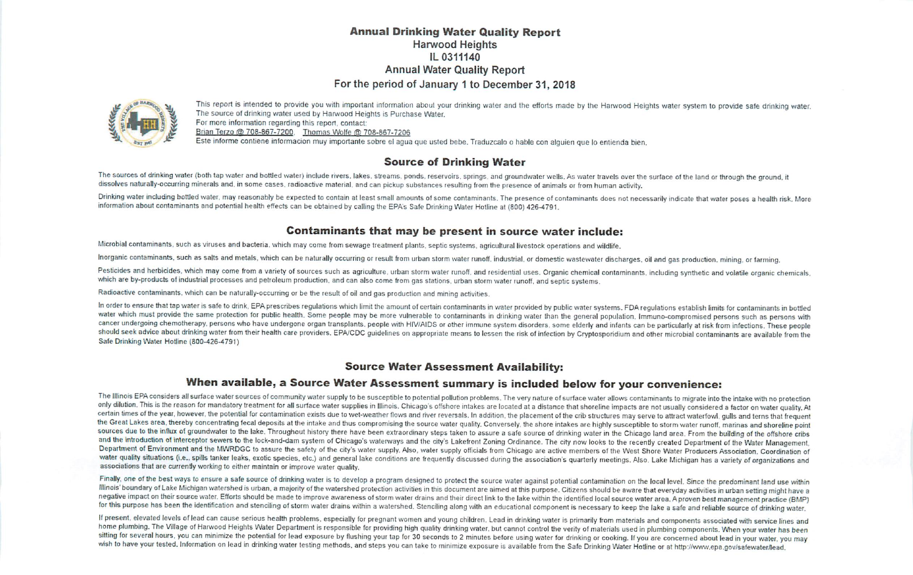# Annual Drinking Water Quality Report

**Harwood Heights**

**IL 0311140**

**Annual Water Quality Report**

**For the period of January 1 to December 31, 2018**

This report is intended to provide you with important information about your drinking water and the efforts made by the Harwood Heights water system to provide safe drinking water. The source of drinking water used by Harwood Heights is Purchase Water.

For more information regarding this report, contact:

Brian Terzo @ 708-867-7200, Thomas Wolfe @ 708-867-7206

Este informe contiene informacion muy importante sobre el agua que usted bebe. Traduzcalo o hable con alguien que lo entienda bien.

## Source of Drinking Water

The sources of drinking water (both tap water and bottled water) include rivers, lakes, streams, ponds, reservoirs, springs, and groundwater wells. As water travels over the surface of the land or through the ground, it dissolves naturally-occurring minerals and, in some cases, radioactive material, and can pickup substances resulting from the presence of animals or from human activity.

Drinking water including bottled water, may reasonably be expected to contain at least small amounts of some contaminants. The presence of contaminants does not necessarily indicate that water poses a health risk. More information about contaminants and potential health effects can be obtained by calling the EPA's Safe Drinking Water Hotline at (800) 426-4791.

## Contaminants that may be present in source water include:

Microbial contaminants, such as viruses and bacteria, which may come from sewage treatment plants, septic systems, agricultural livestock operations and wildlife.

Inorganic contaminants, such as salts and metals, which can be naturally occurring or result from urban storm water runoff, industrial, or domestic wastewater discharges, oil and gas production, mining, or farming.

Pesticides and herbicides, which may come from a variety of sources such as agriculture, urban storm water runoff, and residential uses. Organic chemical contaminants, including synthetic and volatile organic chemicals, which are by-products of industrial processes and petroleum production, and can also come from gas stations, urban storm water runoff, and septic systems.

Radioactive contaminants, which can be naturally-occurring or be the result of oil and gas production and mining activities.

In order to ensure that tap water is safe to drink, EPA prescribes regulations which limit the amount of certain contaminants in water provided by public water systems. FDA regulations establish limits for contaminants in bottled water which must provide the same protection for public health. Some people may be more vulnerable to contaminants in drinking water than the general population. Immuno-compromised persons such as persons with cancer undergoing chemotherapy, persons who have undergone organ transplants, people with HIV/AIDS or other immune system disorders, some elderly and infants can be particularly at risk from infections. These people should seek advice about drinking water from their health care providers. EPA/CDC guidelines on appropriate means to lessen the risk of infection by Cryptosporidium and other microbial contaminants are available from the Safe Drinking Water Hotline (800-426-4791)

## Source Water Assessment Availability:

## When available, a Source Water Assessment summary is included below for your convenience:

The Illinois EPA considers all surface water sources of community water supply to be susceptible to potential pollution problems. The very nature of surface water allows contaminants to migrate into the intake with no protection only dilution. This is the reason for mandatory treatment for all surface water supplies in Illinois. Chicago's offshore intakes are located at a distance that shoreline impacts are not usually considered a factor on water quality. At certain times of the year, however, the potential for contamination exists due to wet-weather flows and river reversals. In addition, the placement of the crib structures may serve to attract waterfowl, gulls and terns that frequent the Great Lakes area, thereby concentrating fecal deposits at the intake and thus compromising the source water quality. Conversely, the shore intakes are highly susceptible to storm water runoff, marinas and shoreline point sources due to the influx of groundwater to the lake. Throughout history there have been extraordinary steps taken to assure a safe source of drinking water in the Chicago land area. From the building of the offshore cribs and the introduction of interceptor sewers to the lock-and-dam system of Chicago's waterways and the city's Lakefront Zoning Ordinance. The city now looks to the recently created Department of the Water Management, Department of Environment and the MWRDGC to assure the safety of the city's water supply. Also, water supply officials from Chicago are active members of the West Shore Water Producers Association. Coordination of water quality situations (i.e., spills tanker leaks, exotic species, etc.) and general lake conditions are frequently discussed during the association's quarterly meetings. Also, Lake Michigan has a variety of organizations and associations that are currently working to either maintain or improve water quality.

Finally, one of the best ways to ensure a safe source of drinking water is to develop a program designed to protect the source water against potential contamination on the local level. Since the predominant land use within Illinois' boundary of Lake Michigan watershed is urban, a majority of the watershed protection activities in this document are aimed at this purpose. Citizens should be aware that everyday activities in urban setting might have a negative impact on their source water. Efforts should be made to improve awareness of storm water drains and their direct link to the lake within the identified local source water area. A proven best management practice (BMP) for this purpose has been the identification and stenciling of storm water drains within a watershed. Stenciling along with an educational component is necessary to keep the lake a safe and reliable source of drinking water.

If present, elevated levels of lead can cause serious health problems, especially for pregnant women and young children. Lead in drinking water is primarily from materials and components associated with service lines and home plumbing. The Village of Harwood Heights Water Department is responsible for providing high quality drinking water, but cannot control the verity of materials used in plumbing components. When your water has been sitting for several hours, you can minimize the potential for lead exposure by flushing your tap for 30 seconds to 2 minutes before using water for drinking or cooking. If you are concerned about lead in your water, you may wish to have your tested. Information on lead in drinking water testing methods, and steps you can take to minimize exposure is available from the Safe Drinking Water Hotline or at http://www.epa.gov/safewater/lead.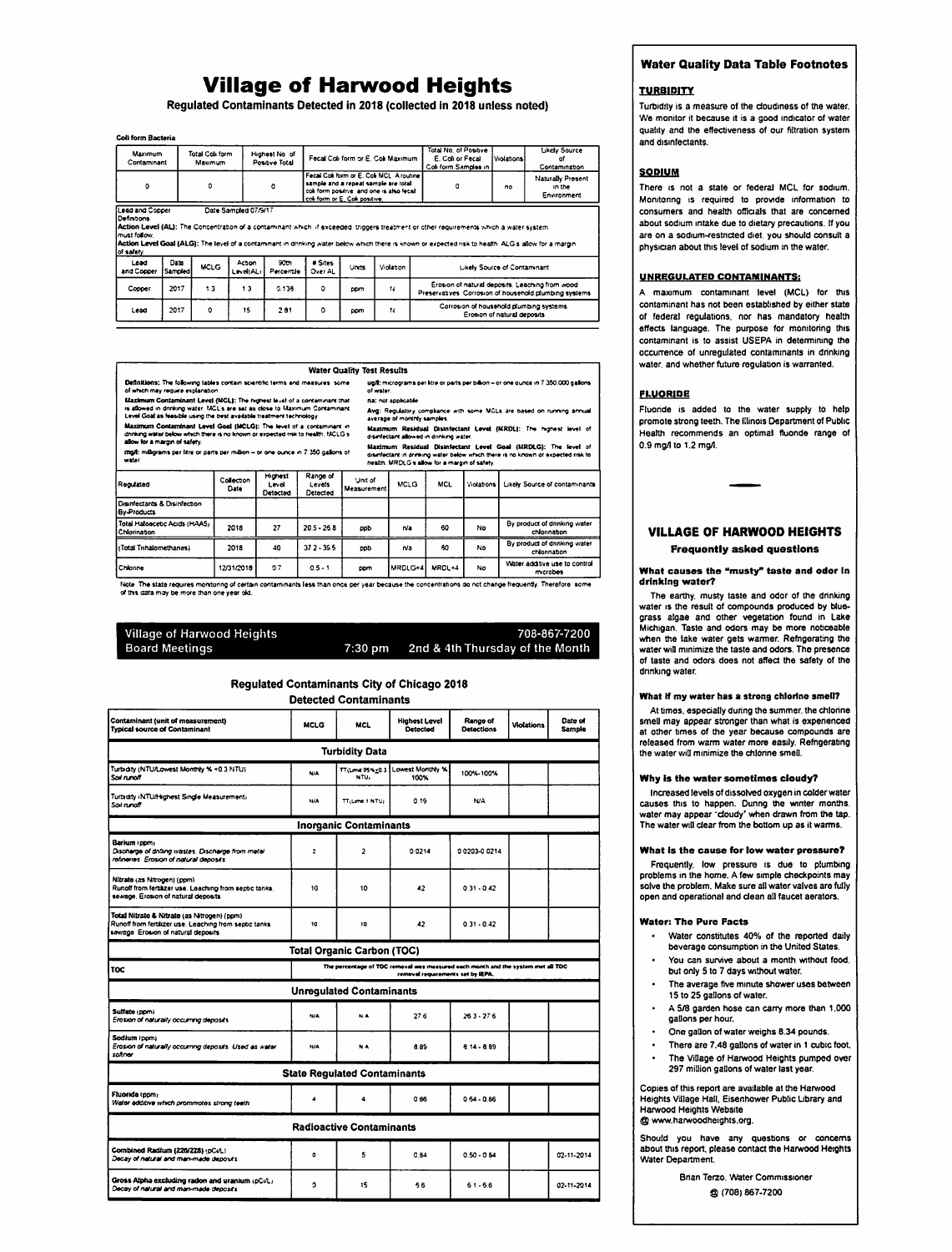# Village of Harwood Heights

**Regulated Contaminants Detected in 2018 (collected in 2018 unless noted)**

**Coli form Bacteria**

| Maximum Contaminant | Total Coli form Maximum | Highest No. of Positive Total | Fecal Coli form or E. Coli Maximum | Total No. of Positive E. Coli or Fecal Coli form Samples in | Violations | Likely Source of Contamination |
|---|---|---|---|---|---|---|
| 0 | 0 | 0 | Fecal Coli form or E. Coli MCL: A routine sample and a repeat sample are total coli form positive, and one is also fecal coli form or E. Coli positive. | 0 | no | Naturally Present in the Environment |

**Lead and Copper** Date Sampled 07/9/17

Definitions:

**Action Level (AL):** The Concentration of a contaminant which, if exceeded, triggers treatment or other requirements which a water system must follow.

**Action Level Goal (ALG):** The level of a contaminant in drinking water below which there is known or expected risk to health. ALG's allow for a margin of safety.

| Lead and Copper | Date Sampled | MCLG | Action Level(AL) | 90th Percentile | # Sites Over AL | Units | Violation | Likely Source of Contaminant |
|---|---|---|---|---|---|---|---|---|
| Copper | 2017 | 1.3 | 1.3 | 0.138 | 0 | ppm | N | Erosion of natural deposits. Leaching from wood Preservatives. Corrosion of household plumbing systems |
| Lead | 2017 | 0 | 15 | 2.81 | 0 | ppm | N | Corrosion of household plumbing systems. Erosion of natural deposits |

## Water Quality Test Results

**Definitions:** The following tables contain scientific terms and measures, some of which may require explanation.

**Maximum Contaminant Level (MCL):** The highest level of a contaminant that is allowed in drinking water. MCL's are set as close to Maximum Contaminant Level Goal as feasible using the best available treatment technology.

**Maximum Contaminant Level Goal (MCLG):** The level of a contaminant in drinking water below which there is no known or expected risk to health. MCLG's allow for a margin of safety.

**mg/l:** milligrams per litre or parts per million – or one ounce in 7,350 gallons of water.

**ug/l:** micrograms per litre or parts per billion – or one ounce in 7,350,000 gallons of water.

**na:** not applicable

**Avg:** Regulatory compliance with some MCLs are based on running annual average of monthly samples.

**Maximum Residual Disinfectant Level (MRDL):** The highest level of disinfectant allowed in drinking water.

**Maximum Residual Disinfectant Level Goal (MRDLG):** The level of disinfectant in drinking water below which there is no known or expected risk to health. MRDLG's allow for a margin of safety.

| Regulated | Collection Date | Highest Level Detected | Range of Levels Detected | Unit of Measurement | MCLG | MCL | Violations | Likely Source of contaminants |
|---|---|---|---|---|---|---|---|---|
| Disinfectants & Disinfection By-Products | | | | | | | | |
| Total Haloacetic Acids (HAA5) Chlorination | 2018 | 27 | 20.5 - 26.8 | ppb | n/a | 60 | No | By product of drinking water chlorination |
| (Total Trihalomethanes) | 2018 | 40 | 37.2 - 39.5 | ppb | n/a | 80 | No | By product of drinking water chlorination |
| Chlorine | 12/31/2018 | 0.7 | 0.5 - 1 | ppm | MRDLG=4 | MRDL=4 | No | Water additive use to control microbes |

Note: The state requires monitoring of certain contaminants less than once per year because the concentrations do not change frequently. Therefore, some of this data may be more than one year old.

**Village of Harwood Heights Board Meetings** 708-867-7200
7:30 pm 2nd & 4th Thursday of the Month

## Regulated Contaminants City of Chicago 2018

**Detected Contaminants**

| Contaminant (unit of measurement) Typical source of Contaminant | MCLG | MCL | Highest Level Detected | Range of Detections | Violations | Date of Sample |
|---|---|---|---|---|---|---|
| **Turbidity Data** | | | | | | |
| Turbidity (NTU/Lowest Monthly % <0.3 NTU) *Soil runoff* | N/A | TT(Limit 95%≤0.3 NTU) | Lowest Monthly % 100% | 100%-100% | | |
| Turbidity (NTU/Highest Single Measurement) *Soil runoff* | N/A | TT(Limit 1 NTU) | 0.19 | N/A | | |
| **Inorganic Contaminants** | | | | | | |
| Barium (ppm) *Discharge of drilling wastes. Discharge from metal refineries. Erosion of natural deposits* | 2 | 2 | 0.0214 | 0.0203-0.0214 | | |
| Nitrate (as Nitrogen) (ppm) Runoff from fertilizer use. Leaching from septic tanks, sewage. Erosion of natural deposits | 10 | 10 | 42 | 0.31 - 0.42 | | |
| Total Nitrate & Nitrate (as Nitrogen) (ppm) Runoff from fertilizer use. Leaching from septic tanks, sewage. Erosion of natural deposits | 10 | 10 | 42 | 0.31 - 0.42 | | |
| **Total Organic Carbon (TOC)** | | | | | | |
| TOC | The percentage of TOC removal was measured each month and the system met all TOC removal requirements set by IEPA. | | | | | |
| **Unregulated Contaminants** | | | | | | |
| Sulfate (ppm) *Erosion of naturally occurring deposits* | N/A | N.A. | 27.6 | 26.3 - 27.6 | | |
| Sodium (ppm) *Erosion of naturally occurring deposits. Used as water softner* | N/A | N.A. | 8.89 | 8.14 - 8.89 | | |
| **State Regulated Contaminants** | | | | | | |
| Fluoride (ppm) *Water additive which prommotes strong teeth* | 4 | 4 | 0.86 | 0.64 - 0.86 | | |
| **Radioactive Contaminants** | | | | | | |
| Combined Radium (226/228) (pCi/L) *Decay of natural and man-made deposits* | 0 | 5 | 0.84 | 0.50 - 0.84 | | 02-11-2014 |
| Gross Alpha excluding radon and uranium (pCi/L) *Decay of natural and man-made deposits* | 0 | 15 | 6.6 | 6.1 - 6.6 | | 02-11-2014 |

## Water Quality Data Table Footnotes

### TURBIDITY

Turbidity is a measure of the cloudiness of the water. We monitor it because it is a good indicator of water quality and the effectiveness of our filtration system and disinfectants.

### SODIUM

There is not a state or federal MCL for sodium. Monitoring is required to provide information to consumers and health officials that are concerned about sodium intake due to dietary precautions. If you are on a sodium-restricted diet, you should consult a physician about this level of sodium in the water.

### UNREGULATED CONTAMINANTS:

A maximum contaminant level (MCL) for this contaminant has not been established by either state of federal regulations, nor has mandatory health effects language. The purpose for monitoring this contaminant is to assist USEPA in determining the occurrence of unregulated contaminants in drinking water, and whether future regulation is warranted.

### FLUORIDE

Fluoride is added to the water supply to help promote strong teeth. The Illinois Department of Public Health recommends an optimal fluoride range of 0.9 mg/l to 1.2 mg/l.

## VILLAGE OF HARWOOD HEIGHTS

**Frequently asked questions**

### What causes the "musty" taste and odor in drinking water?

The earthy, musty taste and odor of the drinking water is the result of compounds produced by blue-grass algae and other vegetation found in Lake Michigan. Taste and odors may be more noticeable when the lake water gets warmer. Refrigerating the water will minimize the taste and odors. The presence of taste and odors does not affect the safety of the drinking water.

### What if my water has a strong chlorine smell?

At times, especially during the summer, the chlorine smell may appear stronger than what is experienced at other times of the year because compounds are released from warm water more easily. Refrigerating the water will minimize the chlorine smell.

### Why is the water sometimes cloudy?

Increased levels of dissolved oxygen in colder water causes this to happen. During the winter months, water may appear "cloudy" when drawn from the tap. The water will clear from the bottom up as it warms.

### What is the cause for low water pressure?

Frequently, low pressure is due to plumbing problems in the home. A few simple checkpoints may solve the problem. Make sure all water valves are fully open and operational and clean all faucet aerators.

### Water: The Pure Facts

- Water constitutes 40% of the reported daily beverage consumption in the United States.
- You can survive about a month without food, but only 5 to 7 days without water.
- The average five minute shower uses between 15 to 25 gallons of water.
- A 5/8 garden hose can carry more than 1,000 gallons per hour.
- One gallon of water weighs 8.34 pounds.
- There are 7.48 gallons of water in 1 cubic foot.
- The Village of Harwood Heights pumped over 297 million gallons of water last year.

Copies of this report are available at the Harwood Heights Village Hall, Eisenhower Public Library and Harwood Heights Website @ www.harwoodheights.org.

Should you have any questions or concerns about this report, please contact the Harwood Heights Water Department.

Brian Terzo, Water Commissioner
@ (708) 867-7200